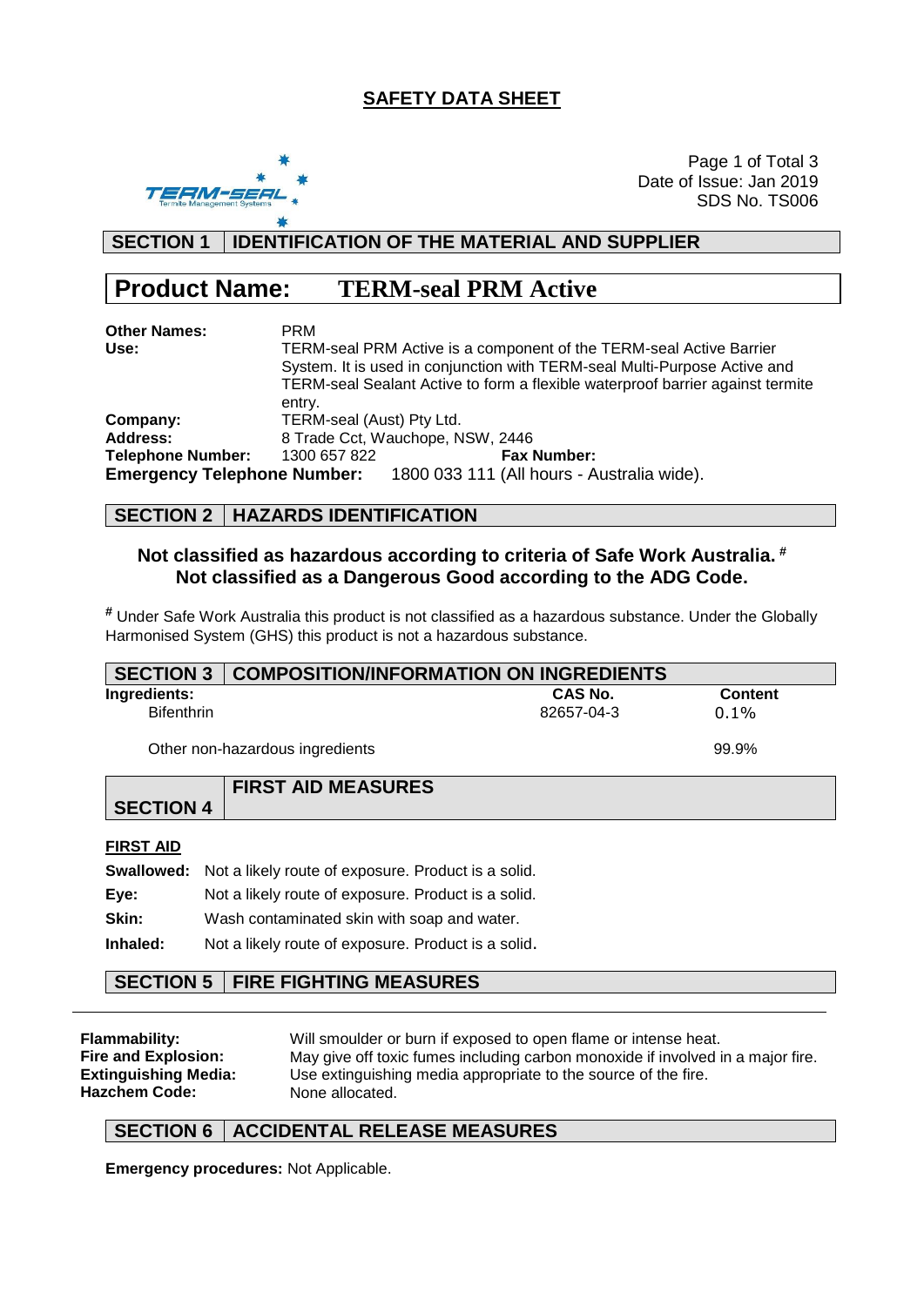# SAFETY DATA SHEET

Date of Issue: Jan 2019
SDS No. TS006

## SECTION 1 | IDENTIFICATION OF THE MATERIAL AND SUPPLIER

## Product Name: TERM-seal PRM Active

**Other Names:** PRM

**Use:** TERM-seal PRM Active is a component of the TERM-seal Active Barrier System. It is used in conjunction with TERM-seal Multi-Purpose Active and TERM-seal Sealant Active to form a flexible waterproof barrier against termite entry.

**Company:** TERM-seal (Aust) Pty Ltd.

**Address:** 8 Trade Cct, Wauchope, NSW, 2446

**Telephone Number:** 1300 657 822 **Fax Number:**

**Emergency Telephone Number:** 1800 033 111 (All hours - Australia wide).

## SECTION 2 | HAZARDS IDENTIFICATION

**Not classified as hazardous according to criteria of Safe Work Australia. [#]**
**Not classified as a Dangerous Good according to the ADG Code.**

[#] Under Safe Work Australia this product is not classified as a hazardous substance. Under the Globally Harmonised System (GHS) this product is not a hazardous substance.

## SECTION 3 | COMPOSITION/INFORMATION ON INGREDIENTS

| Ingredients: | CAS No. | Content |
|---|---|---|
| Bifenthrin | 82657-04-3 | 0.1% |
| Other non-hazardous ingredients | | 99.9% |

## SECTION 4 | FIRST AID MEASURES

**FIRST AID**

**Swallowed:** Not a likely route of exposure. Product is a solid.

**Eye:** Not a likely route of exposure. Product is a solid.

**Skin:** Wash contaminated skin with soap and water.

**Inhaled:** Not a likely route of exposure. Product is a solid.

## SECTION 5 | FIRE FIGHTING MEASURES

**Flammability:** Will smoulder or burn if exposed to open flame or intense heat.

**Fire and Explosion:** May give off toxic fumes including carbon monoxide if involved in a major fire.

**Extinguishing Media:** Use extinguishing media appropriate to the source of the fire.

**Hazchem Code:** None allocated.

## SECTION 6 | ACCIDENTAL RELEASE MEASURES

**Emergency procedures:** Not Applicable.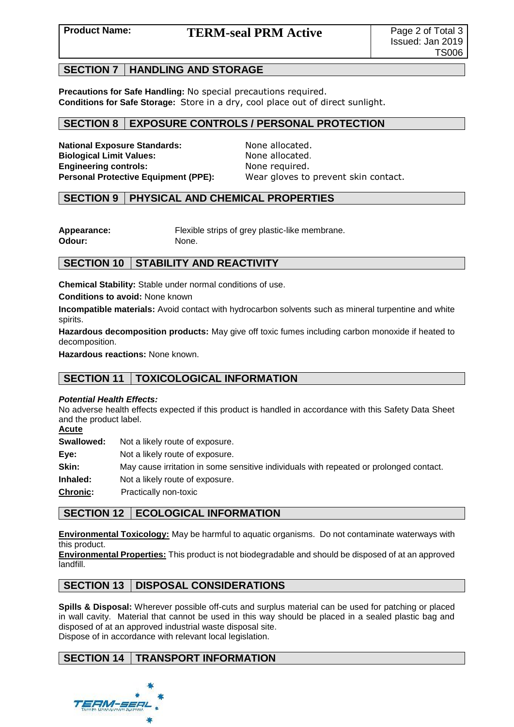## SECTION 7 | HANDLING AND STORAGE

**Precautions for Safe Handling:** No special precautions required.
**Conditions for Safe Storage:** Store in a dry, cool place out of direct sunlight.

## SECTION 8 | EXPOSURE CONTROLS / PERSONAL PROTECTION

**National Exposure Standards:** None allocated.
**Biological Limit Values:** None allocated.
**Engineering controls:** None required.
**Personal Protective Equipment (PPE):** Wear gloves to prevent skin contact.

## SECTION 9 | PHYSICAL AND CHEMICAL PROPERTIES

**Appearance:** Flexible strips of grey plastic-like membrane.
**Odour:** None.

## SECTION 10 | STABILITY AND REACTIVITY

**Chemical Stability:** Stable under normal conditions of use.

**Conditions to avoid:** None known

**Incompatible materials:** Avoid contact with hydrocarbon solvents such as mineral turpentine and white spirits.

**Hazardous decomposition products:** May give off toxic fumes including carbon monoxide if heated to decomposition.

**Hazardous reactions:** None known.

## SECTION 11 | TOXICOLOGICAL INFORMATION

***Potential Health Effects:***
No adverse health effects expected if this product is handled in accordance with this Safety Data Sheet and the product label.

**Acute**

**Swallowed:** Not a likely route of exposure.

**Eye:** Not a likely route of exposure.

**Skin:** May cause irritation in some sensitive individuals with repeated or prolonged contact.

**Inhaled:** Not a likely route of exposure.

**Chronic:** Practically non-toxic

## SECTION 12 | ECOLOGICAL INFORMATION

**Environmental Toxicology:** May be harmful to aquatic organisms. Do not contaminate waterways with this product.
**Environmental Properties:** This product is not biodegradable and should be disposed of at an approved landfill.

## SECTION 13 | DISPOSAL CONSIDERATIONS

**Spills & Disposal:** Wherever possible off-cuts and surplus material can be used for patching or placed in wall cavity. Material that cannot be used in this way should be placed in a sealed plastic bag and disposed of at an approved industrial waste disposal site.
Dispose of in accordance with relevant local legislation.

## SECTION 14 | TRANSPORT INFORMATION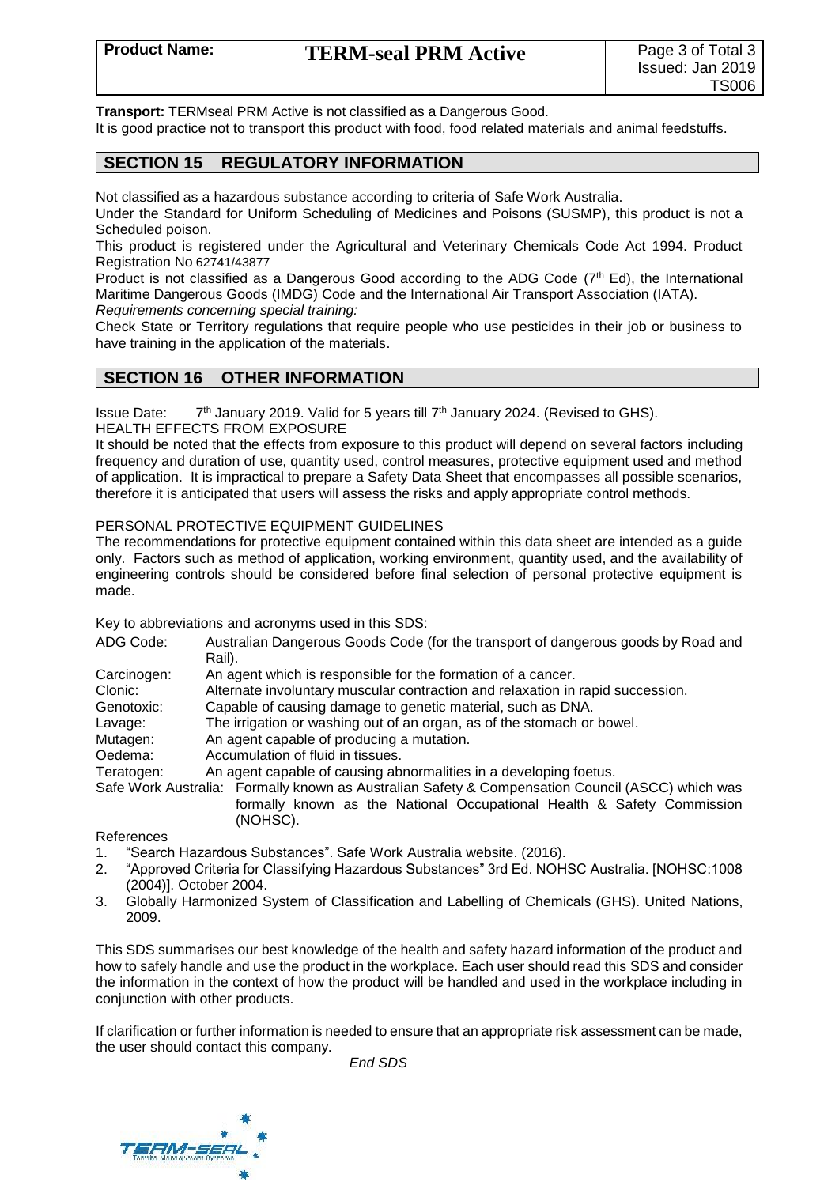**Transport:** TERMseal PRM Active is not classified as a Dangerous Good.
It is good practice not to transport this product with food, food related materials and animal feedstuffs.

## SECTION 15 REGULATORY INFORMATION

Not classified as a hazardous substance according to criteria of Safe Work Australia.
Under the Standard for Uniform Scheduling of Medicines and Poisons (SUSMP), this product is not a Scheduled poison.
This product is registered under the Agricultural and Veterinary Chemicals Code Act 1994. Product Registration No 62741/43877
Product is not classified as a Dangerous Good according to the ADG Code (7th Ed), the International Maritime Dangerous Goods (IMDG) Code and the International Air Transport Association (IATA).
*Requirements concerning special training:*
Check State or Territory regulations that require people who use pesticides in their job or business to have training in the application of the materials.

## SECTION 16 OTHER INFORMATION

Issue Date: 7th January 2019. Valid for 5 years till 7th January 2024. (Revised to GHS).
HEALTH EFFECTS FROM EXPOSURE
It should be noted that the effects from exposure to this product will depend on several factors including frequency and duration of use, quantity used, control measures, protective equipment used and method of application. It is impractical to prepare a Safety Data Sheet that encompasses all possible scenarios, therefore it is anticipated that users will assess the risks and apply appropriate control methods.

PERSONAL PROTECTIVE EQUIPMENT GUIDELINES
The recommendations for protective equipment contained within this data sheet are intended as a guide only. Factors such as method of application, working environment, quantity used, and the availability of engineering controls should be considered before final selection of personal protective equipment is made.

Key to abbreviations and acronyms used in this SDS:

| | |
|---|---|
| ADG Code: | Australian Dangerous Goods Code (for the transport of dangerous goods by Road and Rail). |
| Carcinogen: | An agent which is responsible for the formation of a cancer. |
| Clonic: | Alternate involuntary muscular contraction and relaxation in rapid succession. |
| Genotoxic: | Capable of causing damage to genetic material, such as DNA. |
| Lavage: | The irrigation or washing out of an organ, as of the stomach or bowel. |
| Mutagen: | An agent capable of producing a mutation. |
| Oedema: | Accumulation of fluid in tissues. |
| Teratogen: | An agent capable of causing abnormalities in a developing foetus. |
| Safe Work Australia: | Formally known as Australian Safety & Compensation Council (ASCC) which was formally known as the National Occupational Health & Safety Commission (NOHSC). |

References

1. "Search Hazardous Substances". Safe Work Australia website. (2016).
2. "Approved Criteria for Classifying Hazardous Substances" 3rd Ed. NOHSC Australia. [NOHSC:1008 (2004)]. October 2004.
3. Globally Harmonized System of Classification and Labelling of Chemicals (GHS). United Nations, 2009.

This SDS summarises our best knowledge of the health and safety hazard information of the product and how to safely handle and use the product in the workplace. Each user should read this SDS and consider the information in the context of how the product will be handled and used in the workplace including in conjunction with other products.

If clarification or further information is needed to ensure that an appropriate risk assessment can be made, the user should contact this company.

*End SDS*